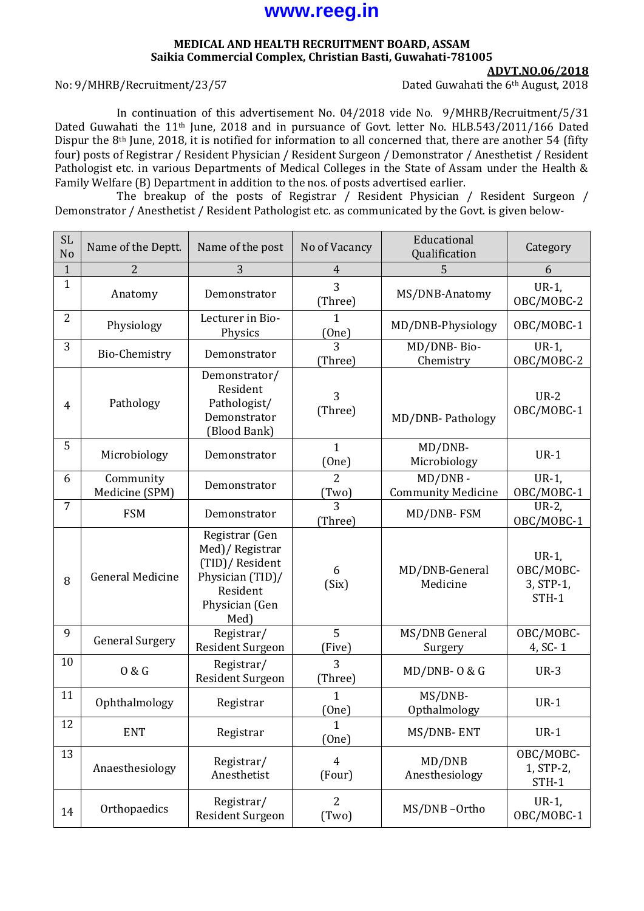www.reeg.in

**MEDICAL AND HEALTH RECRUITMENT BOARD, ASSAM**
**Saikia Commercial Complex, Christian Basti, Guwahati-781005**

**ADVT.NO.06/2018**

No: 9/MHRB/Recruitment/23/57 Dated Guwahati the 6th August, 2018

In continuation of this advertisement No. 04/2018 vide No. 9/MHRB/Recruitment/5/31 Dated Guwahati the 11th June, 2018 and in pursuance of Govt. letter No. HLB.543/2011/166 Dated Dispur the 8th June, 2018, it is notified for information to all concerned that, there are another 54 (fifty four) posts of Registrar / Resident Physician / Resident Surgeon / Demonstrator / Anesthetist / Resident Pathologist etc. in various Departments of Medical Colleges in the State of Assam under the Health & Family Welfare (B) Department in addition to the nos. of posts advertised earlier.

The breakup of the posts of Registrar / Resident Physician / Resident Surgeon / Demonstrator / Anesthetist / Resident Pathologist etc. as communicated by the Govt. is given below-

| SL No | Name of the Deptt. | Name of the post | No of Vacancy | Educational Qualification | Category |
|---|---|---|---|---|---|
| 1 | 2 | 3 | 4 | 5 | 6 |
| 1 | Anatomy | Demonstrator | 3 (Three) | MS/DNB-Anatomy | UR-1, OBC/MOBC-2 |
| 2 | Physiology | Lecturer in Bio-Physics | 1 (One) | MD/DNB-Physiology | OBC/MOBC-1 |
| 3 | Bio-Chemistry | Demonstrator | 3 (Three) | MD/DNB- Bio-Chemistry | UR-1, OBC/MOBC-2 |
| 4 | Pathology | Demonstrator/ Resident Pathologist/ Demonstrator (Blood Bank) | 3 (Three) | MD/DNB- Pathology | UR-2 OBC/MOBC-1 |
| 5 | Microbiology | Demonstrator | 1 (One) | MD/DNB-Microbiology | UR-1 |
| 6 | Community Medicine (SPM) | Demonstrator | 2 (Two) | MD/DNB - Community Medicine | UR-1, OBC/MOBC-1 |
| 7 | FSM | Demonstrator | 3 (Three) | MD/DNB- FSM | UR-2, OBC/MOBC-1 |
| 8 | General Medicine | Registrar (Gen Med)/ Registrar (TID)/ Resident Physician (TID)/ Resident Physician (Gen Med) | 6 (Six) | MD/DNB-General Medicine | UR-1, OBC/MOBC-3, STP-1, STH-1 |
| 9 | General Surgery | Registrar/ Resident Surgeon | 5 (Five) | MS/DNB General Surgery | OBC/MOBC-4, SC- 1 |
| 10 | O & G | Registrar/ Resident Surgeon | 3 (Three) | MD/DNB- O & G | UR-3 |
| 11 | Ophthalmology | Registrar | 1 (One) | MS/DNB-Opthalmology | UR-1 |
| 12 | ENT | Registrar | 1 (One) | MS/DNB- ENT | UR-1 |
| 13 | Anaesthesiology | Registrar/ Anesthetist | 4 (Four) | MD/DNB Anesthesiology | OBC/MOBC-1, STP-2, STH-1 |
| 14 | Orthopaedics | Registrar/ Resident Surgeon | 2 (Two) | MS/DNB –Ortho | UR-1, OBC/MOBC-1 |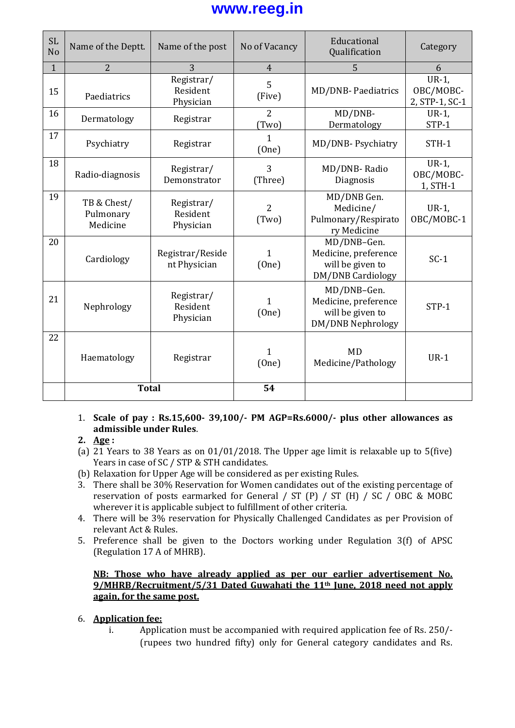| SL No | Name of the Deptt. | Name of the post | No of Vacancy | Educational Qualification | Category |
|---|---|---|---|---|---|
| 1 | 2 | 3 | 4 | 5 | 6 |
| 15 | Paediatrics | Registrar/ Resident Physician | 5 (Five) | MD/DNB- Paediatrics | UR-1, OBC/MOBC-2, STP-1, SC-1 |
| 16 | Dermatology | Registrar | 2 (Two) | MD/DNB-Dermatology | UR-1, STP-1 |
| 17 | Psychiatry | Registrar | 1 (One) | MD/DNB- Psychiatry | STH-1 |
| 18 | Radio-diagnosis | Registrar/ Demonstrator | 3 (Three) | MD/DNB- Radio Diagnosis | UR-1, OBC/MOBC-1, STH-1 |
| 19 | TB & Chest/ Pulmonary Medicine | Registrar/ Resident Physician | 2 (Two) | MD/DNB Gen. Medicine/ Pulmonary/Respiratory Medicine | UR-1, OBC/MOBC-1 |
| 20 | Cardiology | Registrar/Resident Physician | 1 (One) | MD/DNB–Gen. Medicine, preference will be given to DM/DNB Cardiology | SC-1 |
| 21 | Nephrology | Registrar/ Resident Physician | 1 (One) | MD/DNB–Gen. Medicine, preference will be given to DM/DNB Nephrology | STP-1 |
| 22 | Haematology | Registrar | 1 (One) | MD Medicine/Pathology | UR-1 |
| | **Total** | | **54** | | |

1. **Scale of pay : Rs.15,600- 39,100/- PM AGP=Rs.6000/- plus other allowances as admissible under Rules**.
2. **<u>Age</u> :**
   (a) 21 Years to 38 Years as on 01/01/2018. The Upper age limit is relaxable up to 5(five) Years in case of SC / STP & STH candidates.
   (b) Relaxation for Upper Age will be considered as per existing Rules.
3. There shall be 30% Reservation for Women candidates out of the existing percentage of reservation of posts earmarked for General / ST (P) / ST (H) / SC / OBC & MOBC wherever it is applicable subject to fulfillment of other criteria.
4. There will be 3% reservation for Physically Challenged Candidates as per Provision of relevant Act & Rules.
5. Preference shall be given to the Doctors working under Regulation 3(f) of APSC (Regulation 17 A of MHRB).

**<u>NB: Those who have already applied as per our earlier advertisement No. 9/MHRB/Recruitment/5/31 Dated Guwahati the 11th June, 2018 need not apply again, for the same post.</u>**

6. **<u>Application fee:</u>**
   i. Application must be accompanied with required application fee of Rs. 250/- (rupees two hundred fifty) only for General category candidates and Rs.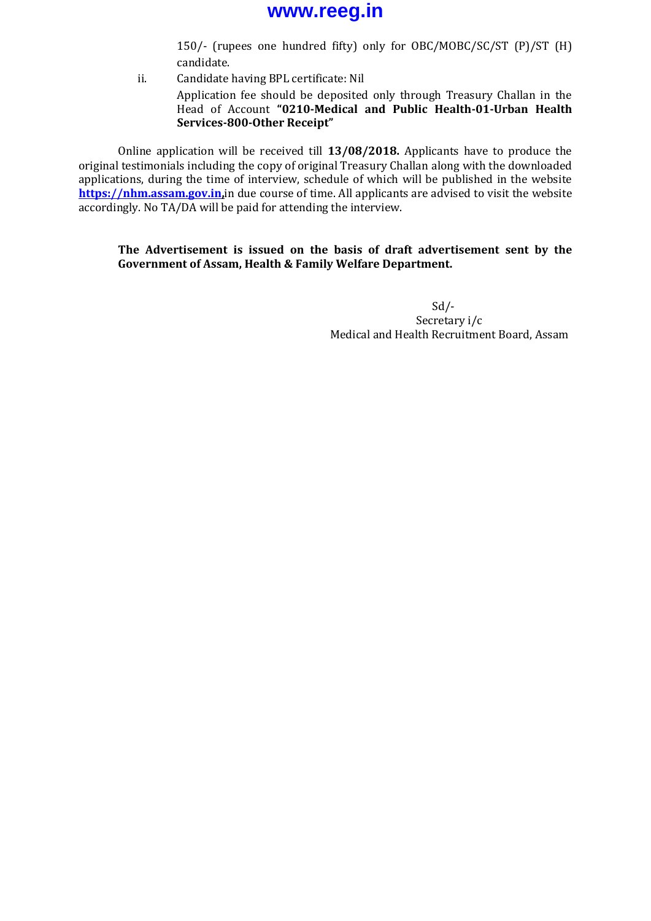150/- (rupees one hundred fifty) only for OBC/MOBC/SC/ST (P)/ST (H) candidate.

ii. Candidate having BPL certificate: Nil

Application fee should be deposited only through Treasury Challan in the Head of Account **"0210-Medical and Public Health-01-Urban Health Services-800-Other Receipt"**

Online application will be received till **13/08/2018.** Applicants have to produce the original testimonials including the copy of original Treasury Challan along with the downloaded applications, during the time of interview, schedule of which will be published in the website **https://nhm.assam.gov.in,**in due course of time. All applicants are advised to visit the website accordingly. No TA/DA will be paid for attending the interview.

**The Advertisement is issued on the basis of draft advertisement sent by the Government of Assam, Health & Family Welfare Department.**

Sd/-
Secretary i/c
Medical and Health Recruitment Board, Assam